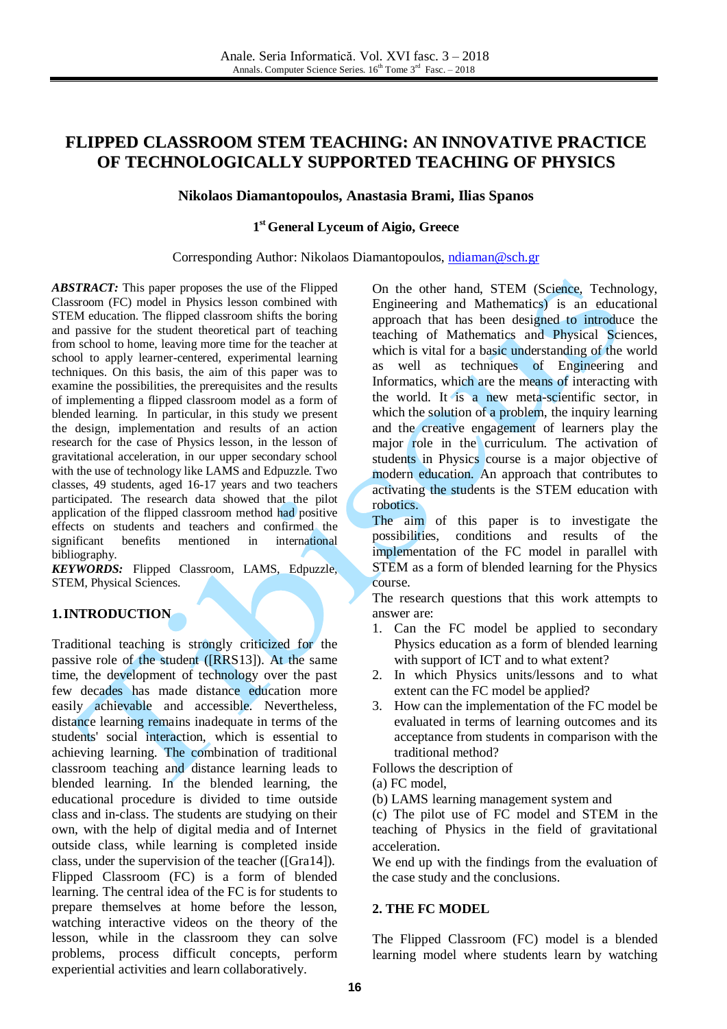# FLIPPED CLASSROOM STEM TEACHING: AN INNOVATIVE PRACTICE OF TECHNOLOGICALLY SUPPORTED TEACHING OF PHYSICS

**Nikolaos Diamantopoulos, Anastasia Brami, Ilias Spanos**

**1st General Lyceum of Aigio, Greece**

Corresponding Author: Nikolaos Diamantopoulos, ndiaman@sch.gr

***ABSTRACT:*** This paper proposes the use of the Flipped Classroom (FC) model in Physics lesson combined with STEM education. The flipped classroom shifts the boring and passive for the student theoretical part of teaching from school to home, leaving more time for the teacher at school to apply learner-centered, experimental learning techniques. On this basis, the aim of this paper was to examine the possibilities, the prerequisites and the results of implementing a flipped classroom model as a form of blended learning. In particular, in this study we present the design, implementation and results of an action research for the case of Physics lesson, in the lesson of gravitational acceleration, in our upper secondary school with the use of technology like LAMS and Edpuzzle. Two classes, 49 students, aged 16-17 years and two teachers participated. The research data showed that the pilot application of the flipped classroom method had positive effects on students and teachers and confirmed the significant benefits mentioned in international bibliography.

***KEYWORDS:*** Flipped Classroom, LAMS, Edpuzzle, STEM, Physical Sciences.

## 1. INTRODUCTION

Traditional teaching is strongly criticized for the passive role of the student ([RRS13]). At the same time, the development of technology over the past few decades has made distance education more easily achievable and accessible. Nevertheless, distance learning remains inadequate in terms of the students' social interaction, which is essential to achieving learning. The combination of traditional classroom teaching and distance learning leads to blended learning. In the blended learning, the educational procedure is divided to time outside class and in-class. The students are studying on their own, with the help of digital media and of Internet outside class, while learning is completed inside class, under the supervision of the teacher ([Gra14]).

Flipped Classroom (FC) is a form of blended learning. The central idea of the FC is for students to prepare themselves at home before the lesson, watching interactive videos on the theory of the lesson, while in the classroom they can solve problems, process difficult concepts, perform experiential activities and learn collaboratively.

On the other hand, STEM (Science, Technology, Engineering and Mathematics) is an educational approach that has been designed to introduce the teaching of Mathematics and Physical Sciences, which is vital for a basic understanding of the world as well as techniques of Engineering and Informatics, which are the means of interacting with the world. It is a new meta-scientific sector, in which the solution of a problem, the inquiry learning and the creative engagement of learners play the major role in the curriculum. The activation of students in Physics course is a major objective of modern education. An approach that contributes to activating the students is the STEM education with robotics.

The aim of this paper is to investigate the possibilities, conditions and results of the implementation of the FC model in parallel with STEM as a form of blended learning for the Physics course.

The research questions that this work attempts to answer are:

1. Can the FC model be applied to secondary Physics education as a form of blended learning with support of ICT and to what extent?
2. In which Physics units/lessons and to what extent can the FC model be applied?
3. How can the implementation of the FC model be evaluated in terms of learning outcomes and its acceptance from students in comparison with the traditional method?

Follows the description of
(a) FC model,
(b) LAMS learning management system and
(c) The pilot use of FC model and STEM in the teaching of Physics in the field of gravitational acceleration.

We end up with the findings from the evaluation of the case study and the conclusions.

## 2. THE FC MODEL

The Flipped Classroom (FC) model is a blended learning model where students learn by watching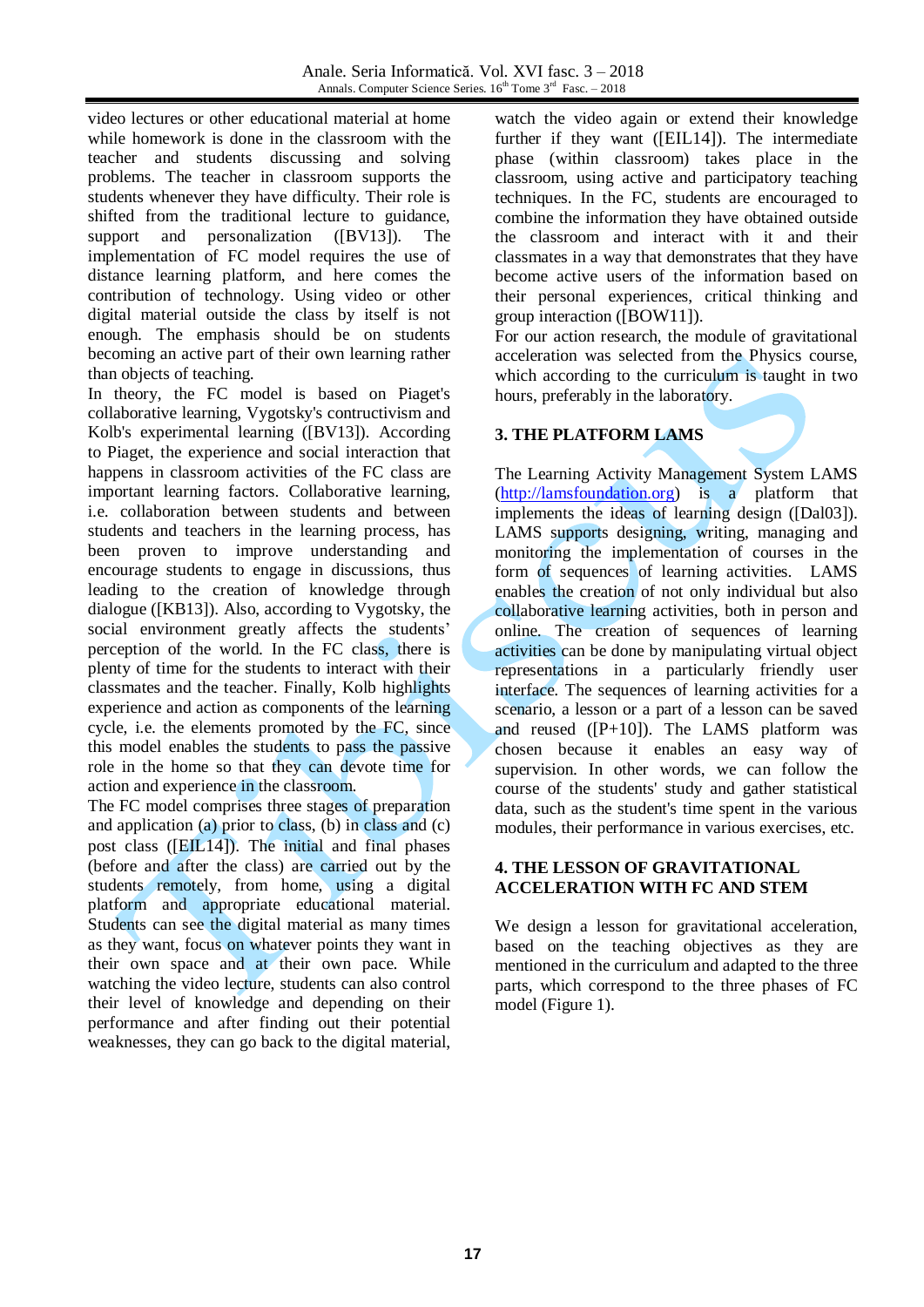video lectures or other educational material at home while homework is done in the classroom with the teacher and students discussing and solving problems. The teacher in classroom supports the students whenever they have difficulty. Their role is shifted from the traditional lecture to guidance, support and personalization ([BV13]). The implementation of FC model requires the use of distance learning platform, and here comes the contribution of technology. Using video or other digital material outside the class by itself is not enough. The emphasis should be on students becoming an active part of their own learning rather than objects of teaching.

In theory, the FC model is based on Piaget's collaborative learning, Vygotsky's contructivism and Kolb's experimental learning ([BV13]). According to Piaget, the experience and social interaction that happens in classroom activities of the FC class are important learning factors. Collaborative learning, i.e. collaboration between students and between students and teachers in the learning process, has been proven to improve understanding and encourage students to engage in discussions, thus leading to the creation of knowledge through dialogue ([KB13]). Also, according to Vygotsky, the social environment greatly affects the students' perception of the world. In the FC class, there is plenty of time for the students to interact with their classmates and the teacher. Finally, Kolb highlights experience and action as components of the learning cycle, i.e. the elements promoted by the FC, since this model enables the students to pass the passive role in the home so that they can devote time for action and experience in the classroom.

The FC model comprises three stages of preparation and application (a) prior to class, (b) in class and (c) post class ([EIL14]). The initial and final phases (before and after the class) are carried out by the students remotely, from home, using a digital platform and appropriate educational material. Students can see the digital material as many times as they want, focus on whatever points they want in their own space and at their own pace. While watching the video lecture, students can also control their level of knowledge and depending on their performance and after finding out their potential weaknesses, they can go back to the digital material, watch the video again or extend their knowledge further if they want ([EIL14]). The intermediate phase (within classroom) takes place in the classroom, using active and participatory teaching techniques. In the FC, students are encouraged to combine the information they have obtained outside the classroom and interact with it and their classmates in a way that demonstrates that they have become active users of the information based on their personal experiences, critical thinking and group interaction ([BOW11]).

For our action research, the module of gravitational acceleration was selected from the Physics course, which according to the curriculum is taught in two hours, preferably in the laboratory.

## 3. THE PLATFORM LAMS

The Learning Activity Management System LAMS (http://lamsfoundation.org) is a platform that implements the ideas of learning design ([Dal03]). LAMS supports designing, writing, managing and monitoring the implementation of courses in the form of sequences of learning activities. LAMS enables the creation of not only individual but also collaborative learning activities, both in person and online. The creation of sequences of learning activities can be done by manipulating virtual object representations in a particularly friendly user interface. The sequences of learning activities for a scenario, a lesson or a part of a lesson can be saved and reused ([P+10]). The LAMS platform was chosen because it enables an easy way of supervision. In other words, we can follow the course of the students' study and gather statistical data, such as the student's time spent in the various modules, their performance in various exercises, etc.

## 4. THE LESSON OF GRAVITATIONAL ACCELERATION WITH FC AND STEM

We design a lesson for gravitational acceleration, based on the teaching objectives as they are mentioned in the curriculum and adapted to the three parts, which correspond to the three phases of FC model (Figure 1).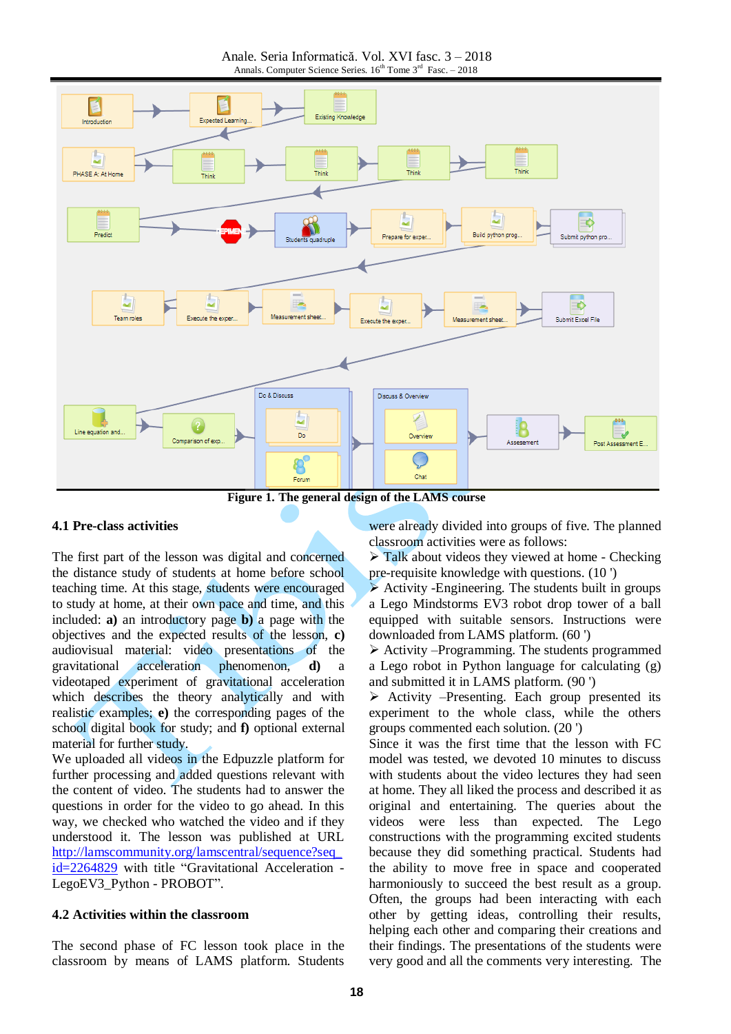Figure 1. The general design of the LAMS course

### 4.1 Pre-class activities

The first part of the lesson was digital and concerned the distance study of students at home before school teaching time. At this stage, students were encouraged to study at home, at their own pace and time, and this included: **a)** an introductory page **b)** a page with the objectives and the expected results of the lesson, **c)** audiovisual material: video presentations of the gravitational acceleration phenomenon, **d)** a videotaped experiment of gravitational acceleration which describes the theory analytically and with realistic examples; **e)** the corresponding pages of the school digital book for study; and **f)** optional external material for further study.

We uploaded all videos in the Edpuzzle platform for further processing and added questions relevant with the content of video. The students had to answer the questions in order for the video to go ahead. In this way, we checked who watched the video and if they understood it. The lesson was published at URL http://lamscommunity.org/lamscentral/sequence?seq_id=2264829 with title "Gravitational Acceleration - LegoEV3_Python - PROBOT".

### 4.2 Activities within the classroom

The second phase of FC lesson took place in the classroom by means of LAMS platform. Students were already divided into groups of five. The planned classroom activities were as follows:

- Talk about videos they viewed at home - Checking pre-requisite knowledge with questions. (10 ')
- Activity -Engineering. The students built in groups a Lego Mindstorms EV3 robot drop tower of a ball equipped with suitable sensors. Instructions were downloaded from LAMS platform. (60 ')
- Activity –Programming. The students programmed a Lego robot in Python language for calculating (g) and submitted it in LAMS platform. (90 ')
- Activity –Presenting. Each group presented its experiment to the whole class, while the others groups commented each solution. (20 ')

Since it was the first time that the lesson with FC model was tested, we devoted 10 minutes to discuss with students about the video lectures they had seen at home. They all liked the process and described it as original and entertaining. The queries about the videos were less than expected. The Lego constructions with the programming excited students because they did something practical. Students had the ability to move free in space and cooperated harmoniously to succeed the best result as a group. Often, the groups had been interacting with each other by getting ideas, controlling their results, helping each other and comparing their creations and their findings. The presentations of the students were very good and all the comments very interesting. The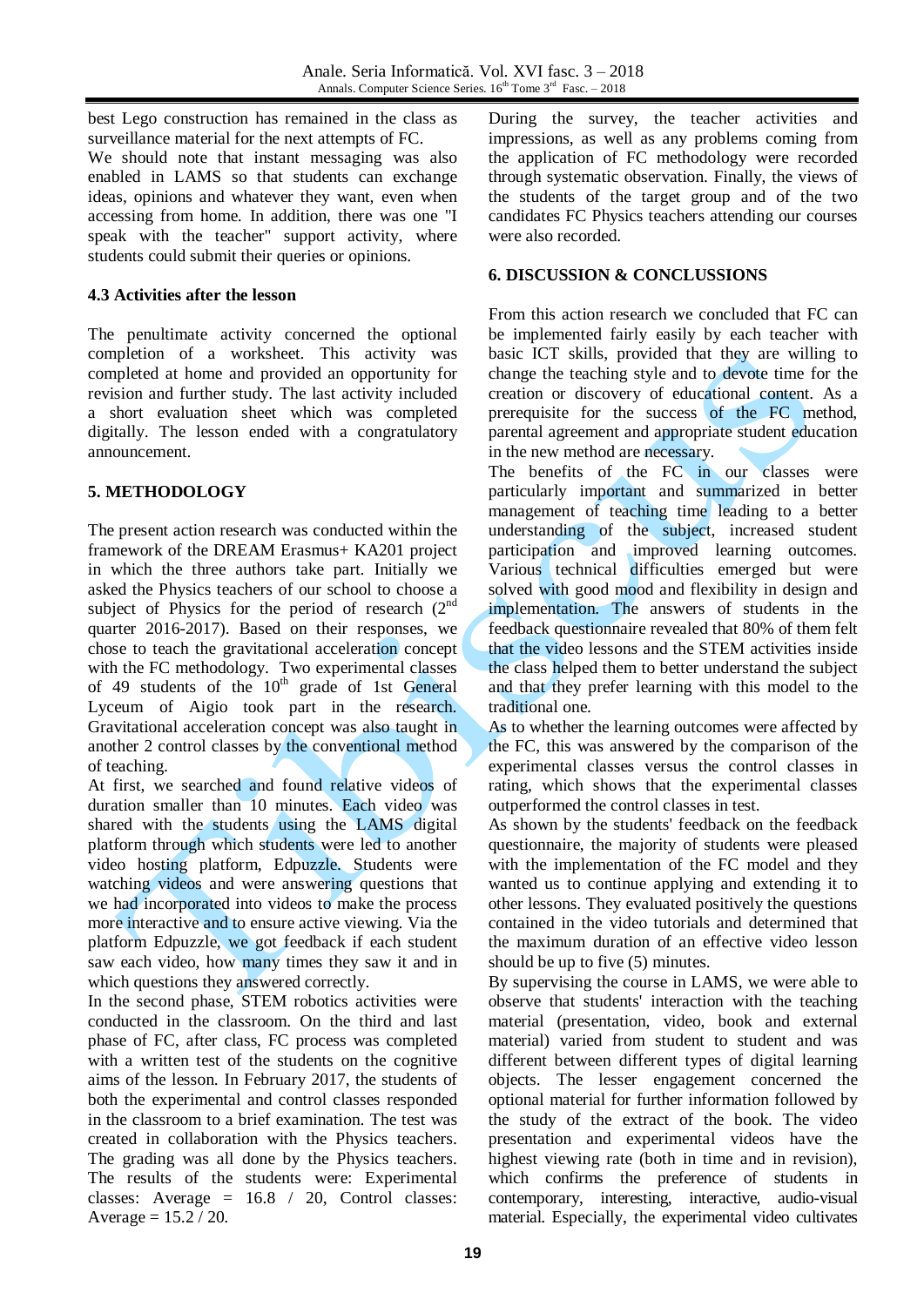best Lego construction has remained in the class as surveillance material for the next attempts of FC.

We should note that instant messaging was also enabled in LAMS so that students can exchange ideas, opinions and whatever they want, even when accessing from home. In addition, there was one "I speak with the teacher" support activity, where students could submit their queries or opinions.

### 4.3 Activities after the lesson

The penultimate activity concerned the optional completion of a worksheet. This activity was completed at home and provided an opportunity for revision and further study. The last activity included a short evaluation sheet which was completed digitally. The lesson ended with a congratulatory announcement.

## 5. METHODOLOGY

The present action research was conducted within the framework of the DREAM Erasmus+ KA201 project in which the three authors take part. Initially we asked the Physics teachers of our school to choose a subject of Physics for the period of research (2nd quarter 2016-2017). Based on their responses, we chose to teach the gravitational acceleration concept with the FC methodology. Two experimental classes of 49 students of the 10th grade of 1st General Lyceum of Aigio took part in the research. Gravitational acceleration concept was also taught in another 2 control classes by the conventional method of teaching.

At first, we searched and found relative videos of duration smaller than 10 minutes. Each video was shared with the students using the LAMS digital platform through which students were led to another video hosting platform, Edpuzzle. Students were watching videos and were answering questions that we had incorporated into videos to make the process more interactive and to ensure active viewing. Via the platform Edpuzzle, we got feedback if each student saw each video, how many times they saw it and in which questions they answered correctly.

In the second phase, STEM robotics activities were conducted in the classroom. On the third and last phase of FC, after class, FC process was completed with a written test of the students on the cognitive aims of the lesson. In February 2017, the students of both the experimental and control classes responded in the classroom to a brief examination. The test was created in collaboration with the Physics teachers. The grading was all done by the Physics teachers. The results of the students were: Experimental classes: Average = 16.8 / 20, Control classes: Average = 15.2 / 20.

During the survey, the teacher activities and impressions, as well as any problems coming from the application of FC methodology were recorded through systematic observation. Finally, the views of the students of the target group and of the two candidates FC Physics teachers attending our courses were also recorded.

## 6. DISCUSSION & CONCLUSSIONS

From this action research we concluded that FC can be implemented fairly easily by each teacher with basic ICT skills, provided that they are willing to change the teaching style and to devote time for the creation or discovery of educational content. As a prerequisite for the success of the FC method, parental agreement and appropriate student education in the new method are necessary.

The benefits of the FC in our classes were particularly important and summarized in better management of teaching time leading to a better understanding of the subject, increased student participation and improved learning outcomes. Various technical difficulties emerged but were solved with good mood and flexibility in design and implementation. The answers of students in the feedback questionnaire revealed that 80% of them felt that the video lessons and the STEM activities inside the class helped them to better understand the subject and that they prefer learning with this model to the traditional one.

As to whether the learning outcomes were affected by the FC, this was answered by the comparison of the experimental classes versus the control classes in rating, which shows that the experimental classes outperformed the control classes in test.

As shown by the students' feedback on the feedback questionnaire, the majority of students were pleased with the implementation of the FC model and they wanted us to continue applying and extending it to other lessons. They evaluated positively the questions contained in the video tutorials and determined that the maximum duration of an effective video lesson should be up to five (5) minutes.

By supervising the course in LAMS, we were able to observe that students' interaction with the teaching material (presentation, video, book and external material) varied from student to student and was different between different types of digital learning objects. The lesser engagement concerned the optional material for further information followed by the study of the extract of the book. The video presentation and experimental videos have the highest viewing rate (both in time and in revision), which confirms the preference of students in contemporary, interesting, interactive, audio-visual material. Especially, the experimental video cultivates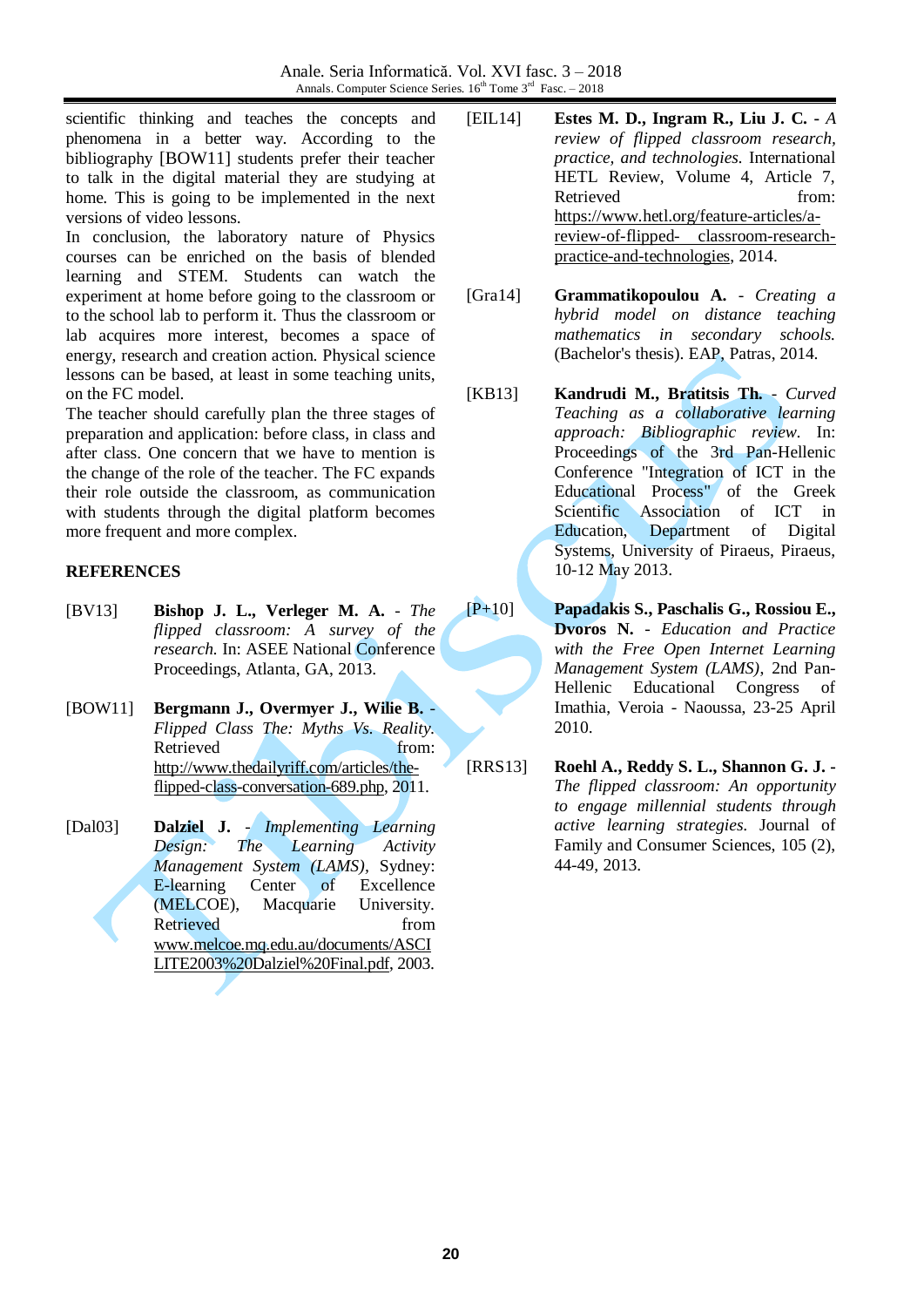scientific thinking and teaches the concepts and phenomena in a better way. According to the bibliography [BOW11] students prefer their teacher to talk in the digital material they are studying at home. This is going to be implemented in the next versions of video lessons.

In conclusion, the laboratory nature of Physics courses can be enriched on the basis of blended learning and STEM. Students can watch the experiment at home before going to the classroom or to the school lab to perform it. Thus the classroom or lab acquires more interest, becomes a space of energy, research and creation action. Physical science lessons can be based, at least in some teaching units, on the FC model.

The teacher should carefully plan the three stages of preparation and application: before class, in class and after class. One concern that we have to mention is the change of the role of the teacher. The FC expands their role outside the classroom, as communication with students through the digital platform becomes more frequent and more complex.

## REFERENCES

[BV13] **Bishop J. L., Verleger M. A.** - *The flipped classroom: A survey of the research.* In: ASEE National Conference Proceedings, Atlanta, GA, 2013.

[BOW11] **Bergmann J., Overmyer J., Wilie B.** - *Flipped Class The: Myths Vs. Reality.* Retrieved from: http://www.thedailyriff.com/articles/the-flipped-class-conversation-689.php, 2011.

[Dal03] **Dalziel J.** - *Implementing Learning Design: The Learning Activity Management System (LAMS),* Sydney: E-learning Center of Excellence (MELCOE), Macquarie University. Retrieved from www.melcoe.mq.edu.au/documents/ASCILITE2003%20Dalziel%20Final.pdf, 2003.

[EIL14] **Estes M. D., Ingram R., Liu J. C.** - *A review of flipped classroom research, practice, and technologies.* International HETL Review, Volume 4, Article 7, Retrieved from: https://www.hetl.org/feature-articles/a-review-of-flipped- classroom-research-practice-and-technologies, 2014.

[Gra14] **Grammatikopoulou A.** - *Creating a hybrid model on distance teaching mathematics in secondary schools.* (Bachelor's thesis). EAP, Patras, 2014.

[KB13] **Kandrudi M., Bratitsis Th.** - *Curved Teaching as a collaborative learning approach: Bibliographic review.* In: Proceedings of the 3rd Pan-Hellenic Conference "Integration of ICT in the Educational Process" of the Greek Scientific Association of ICT in Education, Department of Digital Systems, University of Piraeus, Piraeus, 10-12 May 2013.

[P+10] **Papadakis S., Paschalis G., Rossiou E., Dvoros N.** - *Education and Practice with the Free Open Internet Learning Management System (LAMS),* 2nd Pan-Hellenic Educational Congress of Imathia, Veroia - Naoussa, 23-25 April 2010.

[RRS13] **Roehl A., Reddy S. L., Shannon G. J.** - *The flipped classroom: An opportunity to engage millennial students through active learning strategies.* Journal of Family and Consumer Sciences, 105 (2), 44-49, 2013.